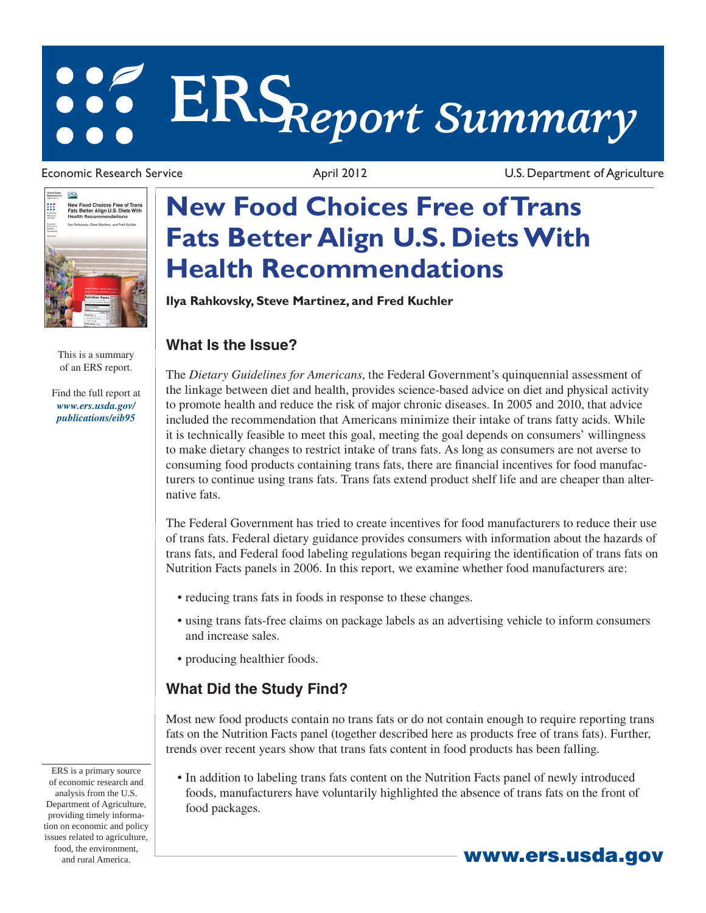# ERS *Report Summary*

Economic Research Service | April 2012 | U.S. Department of Agriculture

This is a summary of an ERS report.

Find the full report at ***www.ers.usda.gov/publications/eib95***

# New Food Choices Free of Trans Fats Better Align U.S. Diets With Health Recommendations

**Ilya Rahkovsky, Steve Martinez, and Fred Kuchler**

## What Is the Issue?

The *Dietary Guidelines for Americans*, the Federal Government's quinquennial assessment of the linkage between diet and health, provides science-based advice on diet and physical activity to promote health and reduce the risk of major chronic diseases. In 2005 and 2010, that advice included the recommendation that Americans minimize their intake of trans fatty acids. While it is technically feasible to meet this goal, meeting the goal depends on consumers' willingness to make dietary changes to restrict intake of trans fats. As long as consumers are not averse to consuming food products containing trans fats, there are financial incentives for food manufacturers to continue using trans fats. Trans fats extend product shelf life and are cheaper than alternative fats.

The Federal Government has tried to create incentives for food manufacturers to reduce their use of trans fats. Federal dietary guidance provides consumers with information about the hazards of trans fats, and Federal food labeling regulations began requiring the identification of trans fats on Nutrition Facts panels in 2006. In this report, we examine whether food manufacturers are:

- reducing trans fats in foods in response to these changes.
- using trans fats-free claims on package labels as an advertising vehicle to inform consumers and increase sales.
- producing healthier foods.

## What Did the Study Find?

Most new food products contain no trans fats or do not contain enough to require reporting trans fats on the Nutrition Facts panel (together described here as products free of trans fats). Further, trends over recent years show that trans fats content in food products has been falling.

- In addition to labeling trans fats content on the Nutrition Facts panel of newly introduced foods, manufacturers have voluntarily highlighted the absence of trans fats on the front of food packages.

ERS is a primary source of economic research and analysis from the U.S. Department of Agriculture, providing timely information on economic and policy issues related to agriculture, food, the environment, and rural America.

**www.ers.usda.gov**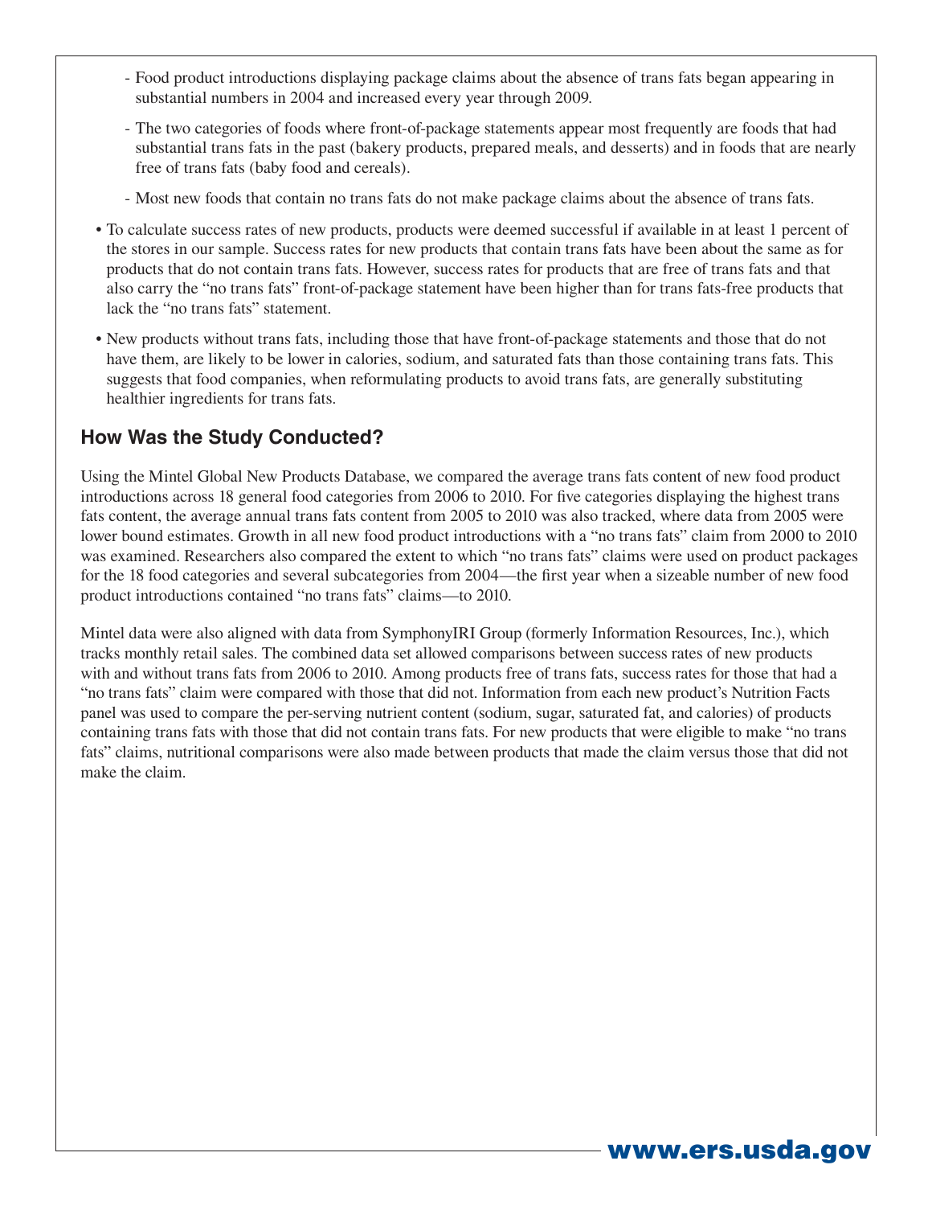- Food product introductions displaying package claims about the absence of trans fats began appearing in substantial numbers in 2004 and increased every year through 2009.
- The two categories of foods where front-of-package statements appear most frequently are foods that had substantial trans fats in the past (bakery products, prepared meals, and desserts) and in foods that are nearly free of trans fats (baby food and cereals).
- Most new foods that contain no trans fats do not make package claims about the absence of trans fats.

- To calculate success rates of new products, products were deemed successful if available in at least 1 percent of the stores in our sample. Success rates for new products that contain trans fats have been about the same as for products that do not contain trans fats. However, success rates for products that are free of trans fats and that also carry the "no trans fats" front-of-package statement have been higher than for trans fats-free products that lack the "no trans fats" statement.
- New products without trans fats, including those that have front-of-package statements and those that do not have them, are likely to be lower in calories, sodium, and saturated fats than those containing trans fats. This suggests that food companies, when reformulating products to avoid trans fats, are generally substituting healthier ingredients for trans fats.

## How Was the Study Conducted?

Using the Mintel Global New Products Database, we compared the average trans fats content of new food product introductions across 18 general food categories from 2006 to 2010. For five categories displaying the highest trans fats content, the average annual trans fats content from 2005 to 2010 was also tracked, where data from 2005 were lower bound estimates. Growth in all new food product introductions with a "no trans fats" claim from 2000 to 2010 was examined. Researchers also compared the extent to which "no trans fats" claims were used on product packages for the 18 food categories and several subcategories from 2004—the first year when a sizeable number of new food product introductions contained "no trans fats" claims—to 2010.

Mintel data were also aligned with data from SymphonyIRI Group (formerly Information Resources, Inc.), which tracks monthly retail sales. The combined data set allowed comparisons between success rates of new products with and without trans fats from 2006 to 2010. Among products free of trans fats, success rates for those that had a "no trans fats" claim were compared with those that did not. Information from each new product's Nutrition Facts panel was used to compare the per-serving nutrient content (sodium, sugar, saturated fat, and calories) of products containing trans fats with those that did not contain trans fats. For new products that were eligible to make "no trans fats" claims, nutritional comparisons were also made between products that made the claim versus those that did not make the claim.